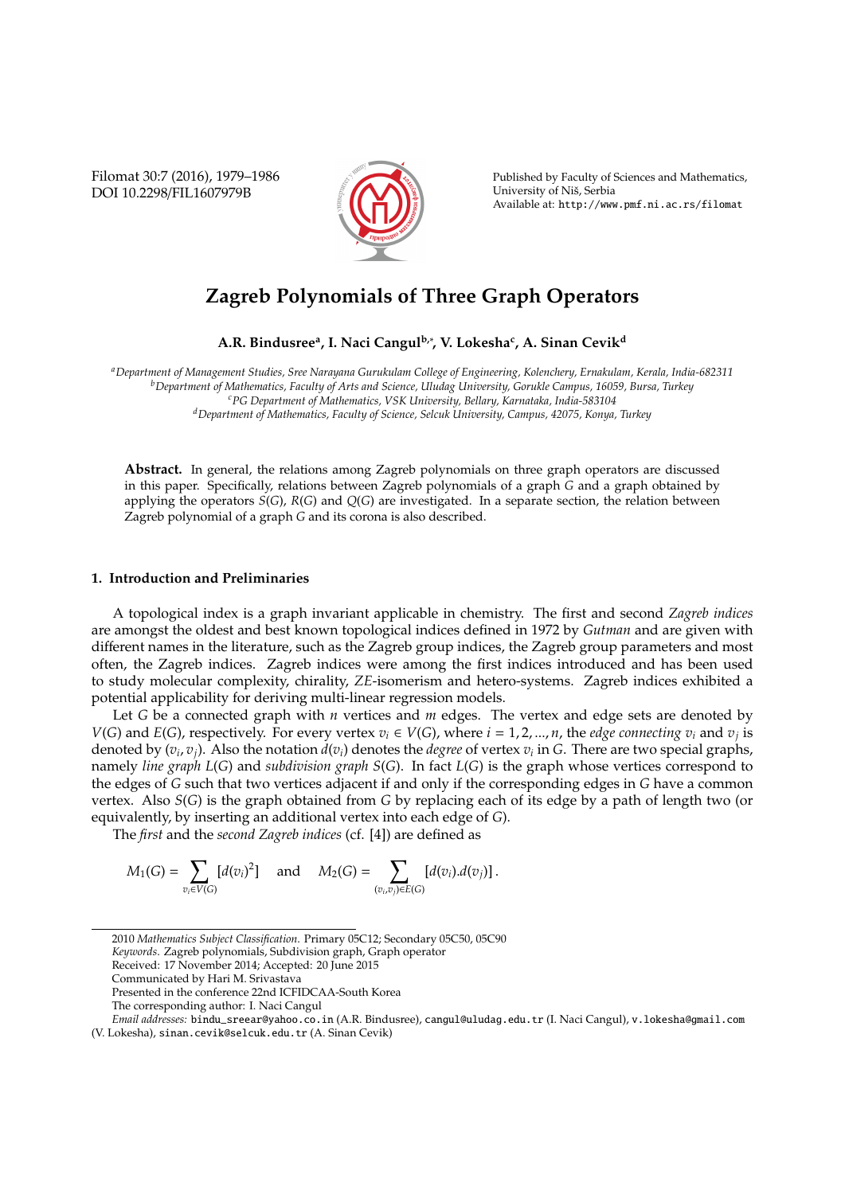# Zagreb Polynomials of Three Graph Operators

**A.R. Bindusree[a], I. Naci Cangul[b,*], V. Lokesha[c], A. Sinan Cevik[d]**

[a] *Department of Management Studies, Sree Narayana Gurukulam College of Engineering, Kolenchery, Ernakulam, Kerala, India-682311*
[b] *Department of Mathematics, Faculty of Arts and Science, Uludag University, Gorukle Campus, 16059, Bursa, Turkey*
[c] *PG Department of Mathematics, VSK University, Bellary, Karnataka, India-583104*
[d] *Department of Mathematics, Faculty of Science, Selcuk University, Campus, 42075, Konya, Turkey*

**Abstract.** In general, the relations among Zagreb polynomials on three graph operators are discussed in this paper. Specifically, relations between Zagreb polynomials of a graph $G$ and a graph obtained by applying the operators $S(G)$, $R(G)$ and $Q(G)$ are investigated. In a separate section, the relation between Zagreb polynomial of a graph $G$ and its corona is also described.

## 1. Introduction and Preliminaries

A topological index is a graph invariant applicable in chemistry. The first and second *Zagreb indices* are amongst the oldest and best known topological indices defined in 1972 by *Gutman* and are given with different names in the literature, such as the Zagreb group indices, the Zagreb group parameters and most often, the Zagreb indices. Zagreb indices were among the first indices introduced and has been used to study molecular complexity, chirality, *ZE*-isomerism and hetero-systems. Zagreb indices exhibited a potential applicability for deriving multi-linear regression models.

Let $G$ be a connected graph with $n$ vertices and $m$ edges. The vertex and edge sets are denoted by $V(G)$ and $E(G)$, respectively. For every vertex $v_i \in V(G)$, where $i = 1, 2, ..., n$, the *edge connecting* $v_i$ and $v_j$ is denoted by $(v_i, v_j)$. Also the notation $d(v_i)$ denotes the *degree* of vertex $v_i$ in $G$. There are two special graphs, namely *line graph* $L(G)$ and *subdivision graph* $S(G)$. In fact $L(G)$ is the graph whose vertices correspond to the edges of $G$ such that two vertices adjacent if and only if the corresponding edges in $G$ have a common vertex. Also $S(G)$ is the graph obtained from $G$ by replacing each of its edge by a path of length two (or equivalently, by inserting an additional vertex into each edge of $G$).

The *first* and the *second Zagreb indices* (cf. [4]) are defined as

$$M_1(G) = \sum_{v_i \in V(G)} [d(v_i)^2] \quad \text{and} \quad M_2(G) = \sum_{(v_i,v_j) \in E(G)} [d(v_i).d(v_j)] .$$

2010 *Mathematics Subject Classification*. Primary 05C12; Secondary 05C50, 05C90
*Keywords*. Zagreb polynomials, Subdivision graph, Graph operator
Received: 17 November 2014; Accepted: 20 June 2015
Communicated by Hari M. Srivastava
Presented in the conference 22nd ICFIDCAA-South Korea
The corresponding author: I. Naci Cangul
*Email addresses:* bindu_sreear@yahoo.co.in (A.R. Bindusree), cangul@uludag.edu.tr (I. Naci Cangul), v.lokesha@gmail.com (V. Lokesha), sinan.cevik@selcuk.edu.tr (A. Sinan Cevik)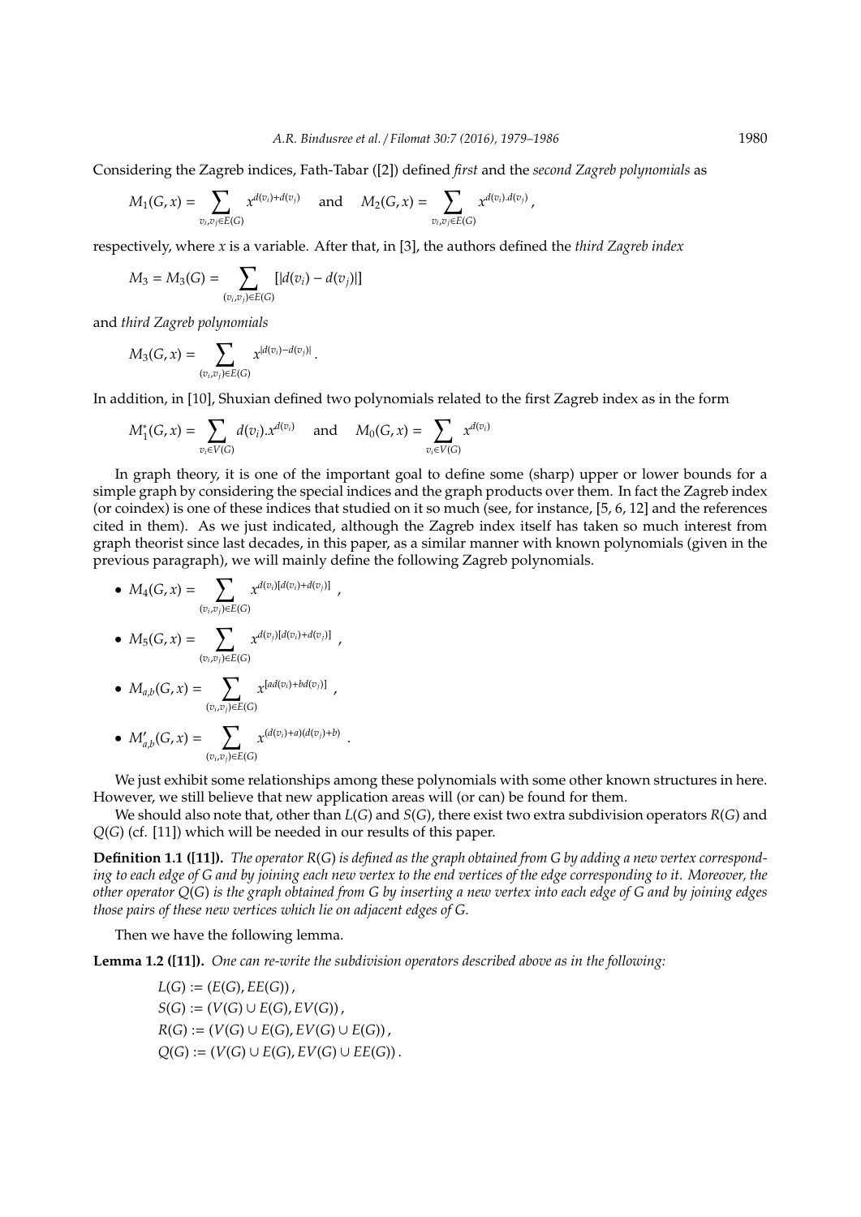Considering the Zagreb indices, Fath-Tabar ([2]) defined *first* and the *second Zagreb polynomials* as

$$M_1(G,x) = \sum_{v_i,v_j \in E(G)} x^{d(v_i)+d(v_j)} \quad \text{and} \quad M_2(G,x) = \sum_{v_i,v_j \in E(G)} x^{d(v_i).d(v_j)},$$

respectively, where $x$ is a variable. After that, in [3], the authors defined the *third Zagreb index*

$$M_3 = M_3(G) = \sum_{(v_i,v_j) \in E(G)} [|d(v_i) - d(v_j)|]$$

and *third Zagreb polynomials*

$$M_3(G,x) = \sum_{(v_i,v_j) \in E(G)} x^{|d(v_i)-d(v_j)|}.$$

In addition, in [10], Shuxian defined two polynomials related to the first Zagreb index as in the form

$$M_1^*(G,x) = \sum_{v_i \in V(G)} d(v_i).x^{d(v_i)} \quad \text{and} \quad M_0(G,x) = \sum_{v_i \in V(G)} x^{d(v_i)}$$

In graph theory, it is one of the important goal to define some (sharp) upper or lower bounds for a simple graph by considering the special indices and the graph products over them. In fact the Zagreb index (or coindex) is one of these indices that studied on it so much (see, for instance, [5, 6, 12] and the references cited in them). As we just indicated, although the Zagreb index itself has taken so much interest from graph theorist since last decades, in this paper, as a similar manner with known polynomials (given in the previous paragraph), we will mainly define the following Zagreb polynomials.

- $M_4(G,x) = \sum_{(v_i,v_j) \in E(G)} x^{d(v_i)[d(v_i)+d(v_j)]}$,
- $M_5(G,x) = \sum_{(v_i,v_j) \in E(G)} x^{d(v_j)[d(v_i)+d(v_j)]}$,
- $M_{a,b}(G,x) = \sum_{(v_i,v_j) \in E(G)} x^{[ad(v_i)+bd(v_j)]}$,
- $M'_{a,b}(G,x) = \sum_{(v_i,v_j) \in E(G)} x^{(d(v_i)+a)(d(v_j)+b)}$.

We just exhibit some relationships among these polynomials with some other known structures in here. However, we still believe that new application areas will (or can) be found for them.

We should also note that, other than $L(G)$ and $S(G)$, there exist two extra subdivision operators $R(G)$ and $Q(G)$ (cf. [11]) which will be needed in our results of this paper.

**Definition 1.1 ([11]).** *The operator $R(G)$ is defined as the graph obtained from $G$ by adding a new vertex corresponding to each edge of $G$ and by joining each new vertex to the end vertices of the edge corresponding to it. Moreover, the other operator $Q(G)$ is the graph obtained from $G$ by inserting a new vertex into each edge of $G$ and by joining edges those pairs of these new vertices which lie on adjacent edges of $G$.*

Then we have the following lemma.

**Lemma 1.2 ([11]).** *One can re-write the subdivision operators described above as in the following:*

$$L(G) := (E(G), EE(G)),$$
$$S(G) := (V(G) \cup E(G), EV(G)),$$
$$R(G) := (V(G) \cup E(G), EV(G) \cup E(G)),$$
$$Q(G) := (V(G) \cup E(G), EV(G) \cup EE(G)).$$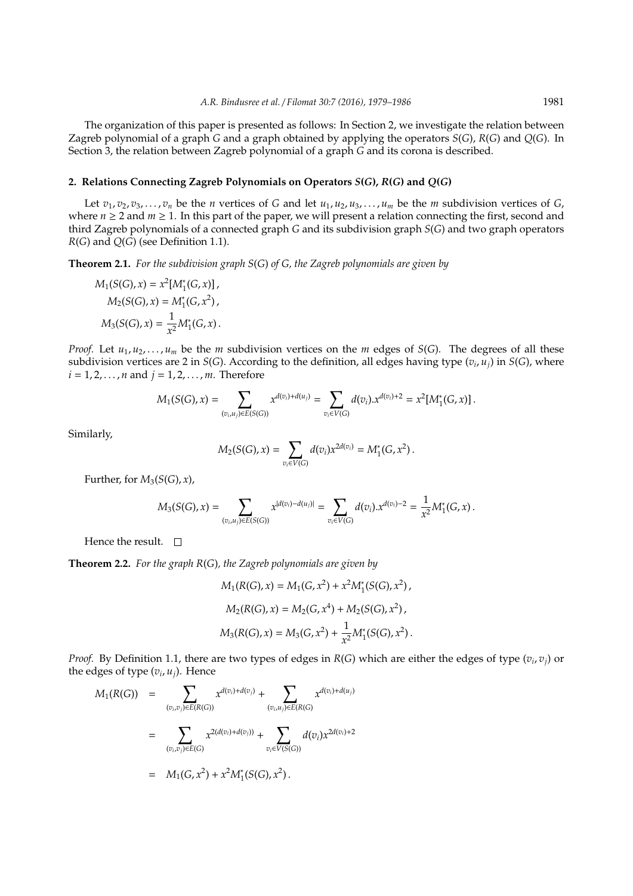The organization of this paper is presented as follows: In Section 2, we investigate the relation between Zagreb polynomial of a graph $G$ and a graph obtained by applying the operators $S(G)$, $R(G)$ and $Q(G)$. In Section 3, the relation between Zagreb polynomial of a graph $G$ and its corona is described.

## 2. Relations Connecting Zagreb Polynomials on Operators $S(G)$, $R(G)$ and $Q(G)$

Let $v_1, v_2, v_3, \ldots, v_n$ be the $n$ vertices of $G$ and let $u_1, u_2, u_3, \ldots, u_m$ be the $m$ subdivision vertices of $G$, where $n \geq 2$ and $m \geq 1$. In this part of the paper, we will present a relation connecting the first, second and third Zagreb polynomials of a connected graph $G$ and its subdivision graph $S(G)$ and two graph operators $R(G)$ and $Q(G)$ (see Definition 1.1).

**Theorem 2.1.** *For the subdivision graph $S(G)$ of $G$, the Zagreb polynomials are given by*

$$M_1(S(G), x) = x^2[M_1^*(G, x)],$$
$$M_2(S(G), x) = M_1^*(G, x^2),$$
$$M_3(S(G), x) = \frac{1}{x^2} M_1^*(G, x).$$

*Proof.* Let $u_1, u_2, \ldots, u_m$ be the $m$ subdivision vertices on the $m$ edges of $S(G)$. The degrees of all these subdivision vertices are 2 in $S(G)$. According to the definition, all edges having type $(v_i, u_j)$ in $S(G)$, where $i = 1, 2, \ldots, n$ and $j = 1, 2, \ldots, m$. Therefore

$$M_1(S(G), x) = \sum_{(v_i, u_j) \in E(S(G))} x^{d(v_i)+d(u_j)} = \sum_{v_i \in V(G)} d(v_i).x^{d(v_i)+2} = x^2[M_1^*(G, x)].$$

Similarly,

$$M_2(S(G), x) = \sum_{v_i \in V(G)} d(v_i) x^{2d(v_i)} = M_1^*(G, x^2).$$

Further, for $M_3(S(G), x)$,

$$M_3(S(G), x) = \sum_{(v_i, u_j) \in E(S(G))} x^{|d(v_i)-d(u_j)|} = \sum_{v_i \in V(G)} d(v_i).x^{d(v_i)-2} = \frac{1}{x^2} M_1^*(G, x).$$

Hence the result. □

**Theorem 2.2.** *For the graph $R(G)$, the Zagreb polynomials are given by*

$$M_1(R(G), x) = M_1(G, x^2) + x^2 M_1^*(S(G), x^2),$$
$$M_2(R(G), x) = M_2(G, x^4) + M_2(S(G), x^2),$$
$$M_3(R(G), x) = M_3(G, x^2) + \frac{1}{x^2} M_1^*(S(G), x^2).$$

*Proof.* By Definition 1.1, there are two types of edges in $R(G)$ which are either the edges of type $(v_i, v_j)$ or the edges of type $(v_i, u_j)$. Hence

$$\begin{aligned}
M_1(R(G)) &= \sum_{(v_i, v_j) \in E(R(G))} x^{d(v_i)+d(v_j)} + \sum_{(v_i, u_j) \in E(R(G)} x^{d(v_i)+d(u_j)} \\
&= \sum_{(v_i, v_j) \in E(G)} x^{2(d(v_i)+d(v_j))} + \sum_{v_i \in V(S(G))} d(v_i) x^{2d(v_i)+2} \\
&= M_1(G, x^2) + x^2 M_1^*(S(G), x^2).
\end{aligned}$$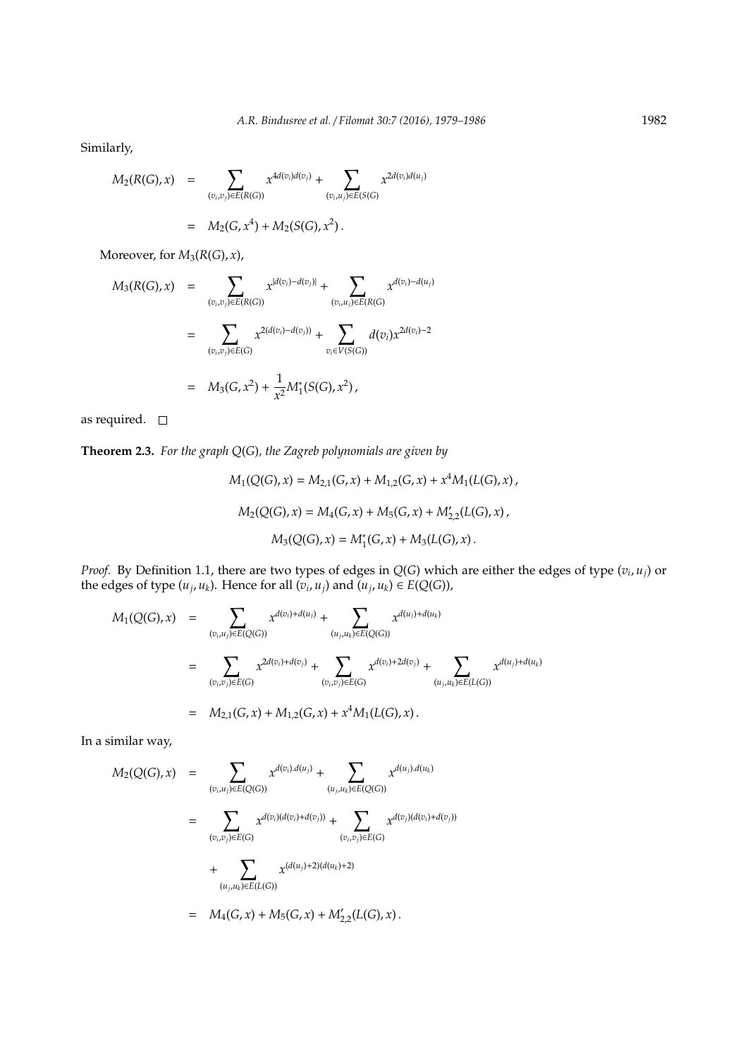Similarly,

$$
\begin{aligned}
M_2(R(G),x) &= \sum_{(v_i,v_j)\in E(R(G))} x^{4d(v_i)d(v_j)} + \sum_{(v_i,u_j)\in E(S(G))} x^{2d(v_i)d(u_j)} \\
&= M_2(G,x^4) + M_2(S(G),x^2)\,.
\end{aligned}
$$

Moreover, for $M_3(R(G),x)$,

$$
\begin{aligned}
M_3(R(G),x) &= \sum_{(v_i,v_j)\in E(R(G))} x^{|d(v_i)-d(v_j)|} + \sum_{(v_i,u_j)\in E(R(G)} x^{d(v_i)-d(u_j)} \\
&= \sum_{(v_i,v_j)\in E(G)} x^{2(d(v_i)-d(v_j))} + \sum_{v_i\in V(S(G))} d(v_i)x^{2d(v_i)-2} \\
&= M_3(G,x^2) + \frac{1}{x^2}M_1^*(S(G),x^2)\,,
\end{aligned}
$$

as required. □

**Theorem 2.3.** *For the graph $Q(G)$, the Zagreb polynomials are given by*

$$M_1(Q(G),x) = M_{2,1}(G,x) + M_{1,2}(G,x) + x^4 M_1(L(G),x)\,,$$

$$M_2(Q(G),x) = M_4(G,x) + M_5(G,x) + M'_{2,2}(L(G),x)\,,$$

$$M_3(Q(G),x) = M_1^*(G,x) + M_3(L(G),x)\,.$$

*Proof.* By Definition 1.1, there are two types of edges in $Q(G)$ which are either the edges of type $(v_i,u_j)$ or the edges of type $(u_j,u_k)$. Hence for all $(v_i,u_j)$ and $(u_j,u_k)\in E(Q(G))$,

$$
\begin{aligned}
M_1(Q(G),x) &= \sum_{(v_i,u_j)\in E(Q(G))} x^{d(v_i)+d(u_j)} + \sum_{(u_j,u_k)\in E(Q(G))} x^{d(u_j)+d(u_k)} \\
&= \sum_{(v_i,v_j)\in E(G)} x^{2d(v_i)+d(v_j)} + \sum_{(v_i,v_j)\in E(G)} x^{d(v_i)+2d(v_j)} + \sum_{(u_j,u_k)\in E(L(G))} x^{d(u_j)+d(u_k)} \\
&= M_{2,1}(G,x) + M_{1,2}(G,x) + x^4 M_1(L(G),x)\,.
\end{aligned}
$$

In a similar way,

$$
\begin{aligned}
M_2(Q(G),x) &= \sum_{(v_i,u_j)\in E(Q(G))} x^{d(v_i).d(u_j)} + \sum_{(u_j,u_k)\in E(Q(G))} x^{d(u_j).d(u_k)} \\
&= \sum_{(v_i,v_j)\in E(G)} x^{d(v_i)(d(v_i)+d(v_j))} + \sum_{(v_i,v_j)\in E(G)} x^{d(v_j)(d(v_i)+d(v_j))} \\
&\quad + \sum_{(u_j,u_k)\in E(L(G))} x^{(d(u_j)+2)(d(u_k)+2)} \\
&= M_4(G,x) + M_5(G,x) + M'_{2,2}(L(G),x)\,.
\end{aligned}
$$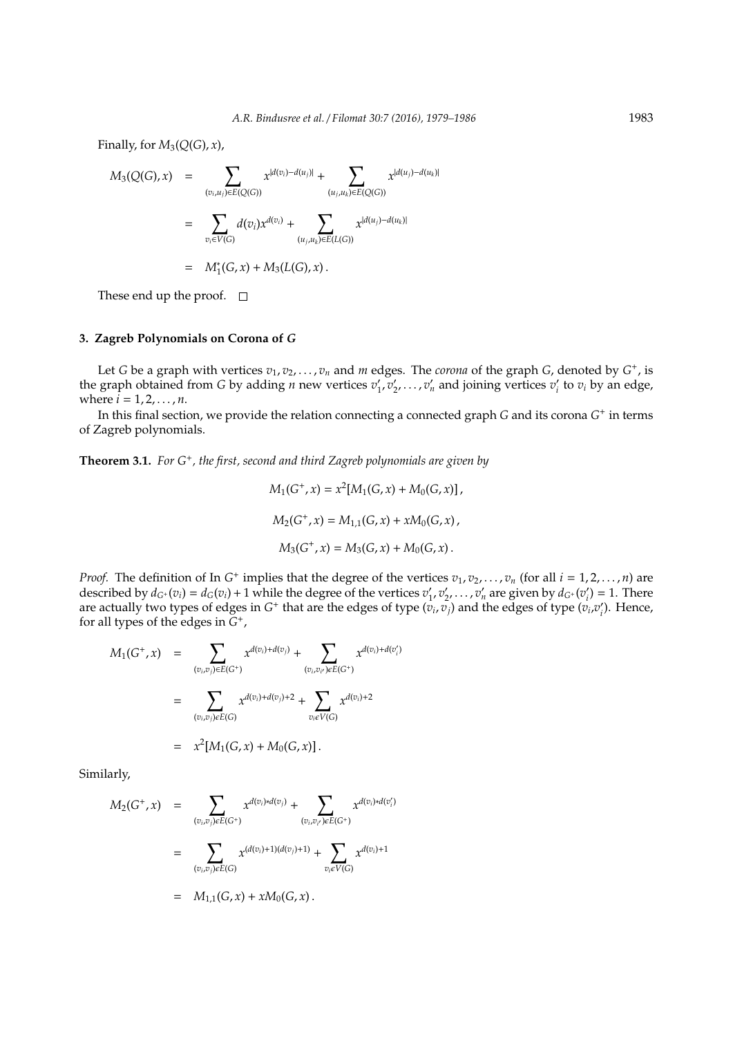Finally, for $M_3(Q(G), x)$,

$$
\begin{aligned}
M_3(Q(G), x) &= \sum_{(v_i,u_j)\in E(Q(G))} x^{|d(v_i)-d(u_j)|} + \sum_{(u_j,u_k)\in E(Q(G))} x^{|d(u_j)-d(u_k)|} \\
&= \sum_{v_i\in V(G)} d(v_i)x^{d(v_i)} + \sum_{(u_j,u_k)\in E(L(G))} x^{|d(u_j)-d(u_k)|} \\
&= M_1^*(G, x) + M_3(L(G), x)\,.
\end{aligned}
$$

These end up the proof. □

### 3. Zagreb Polynomials on Corona of $G$

Let $G$ be a graph with vertices $v_1, v_2, \ldots, v_n$ and $m$ edges. The *corona* of the graph $G$, denoted by $G^+$, is the graph obtained from $G$ by adding $n$ new vertices $v_1', v_2', \ldots, v_n'$ and joining vertices $v_i'$ to $v_i$ by an edge, where $i = 1, 2, \ldots, n$.

In this final section, we provide the relation connecting a connected graph $G$ and its corona $G^+$ in terms of Zagreb polynomials.

**Theorem 3.1.** *For $G^+$, the first, second and third Zagreb polynomials are given by*

$$M_1(G^+, x) = x^2[M_1(G, x) + M_0(G, x)]\,,$$

$$M_2(G^+, x) = M_{1,1}(G, x) + xM_0(G, x)\,,$$

$$M_3(G^+, x) = M_3(G, x) + M_0(G, x)\,.$$

*Proof.* The definition of In $G^+$ implies that the degree of the vertices $v_1, v_2, \ldots, v_n$ (for all $i = 1, 2, \ldots, n$) are described by $d_{G^+}(v_i) = d_G(v_i) + 1$ while the degree of the vertices $v_1', v_2', \ldots, v_n'$ are given by $d_{G^+}(v_i') = 1$. There are actually two types of edges in $G^+$ that are the edges of type $(v_i, v_j)$ and the edges of type $(v_i, v_i')$. Hence, for all types of the edges in $G^+$,

$$
\begin{aligned}
M_1(G^+, x) &= \sum_{(v_i,v_j)\in E(G^+)} x^{d(v_i)+d(v_j)} + \sum_{(v_i,v_{i'})\epsilon E(G^+)} x^{d(v_i)+d(v_i')} \\
&= \sum_{(v_i,v_j)\epsilon E(G)} x^{d(v_i)+d(v_j)+2} + \sum_{v_i\epsilon V(G)} x^{d(v_i)+2} \\
&= x^2[M_1(G, x) + M_0(G, x)]\,.
\end{aligned}
$$

Similarly,

$$
\begin{aligned}
M_2(G^+, x) &= \sum_{(v_i,v_j)\epsilon E(G^+)} x^{d(v_i)*d(v_j)} + \sum_{(v_i,v_{i'})\epsilon E(G^+)} x^{d(v_i)*d(v_i')} \\
&= \sum_{(v_i,v_j)\epsilon E(G)} x^{(d(v_i)+1)(d(v_j)+1)} + \sum_{v_i\epsilon V(G)} x^{d(v_i)+1} \\
&= M_{1,1}(G, x) + xM_0(G, x)\,.
\end{aligned}
$$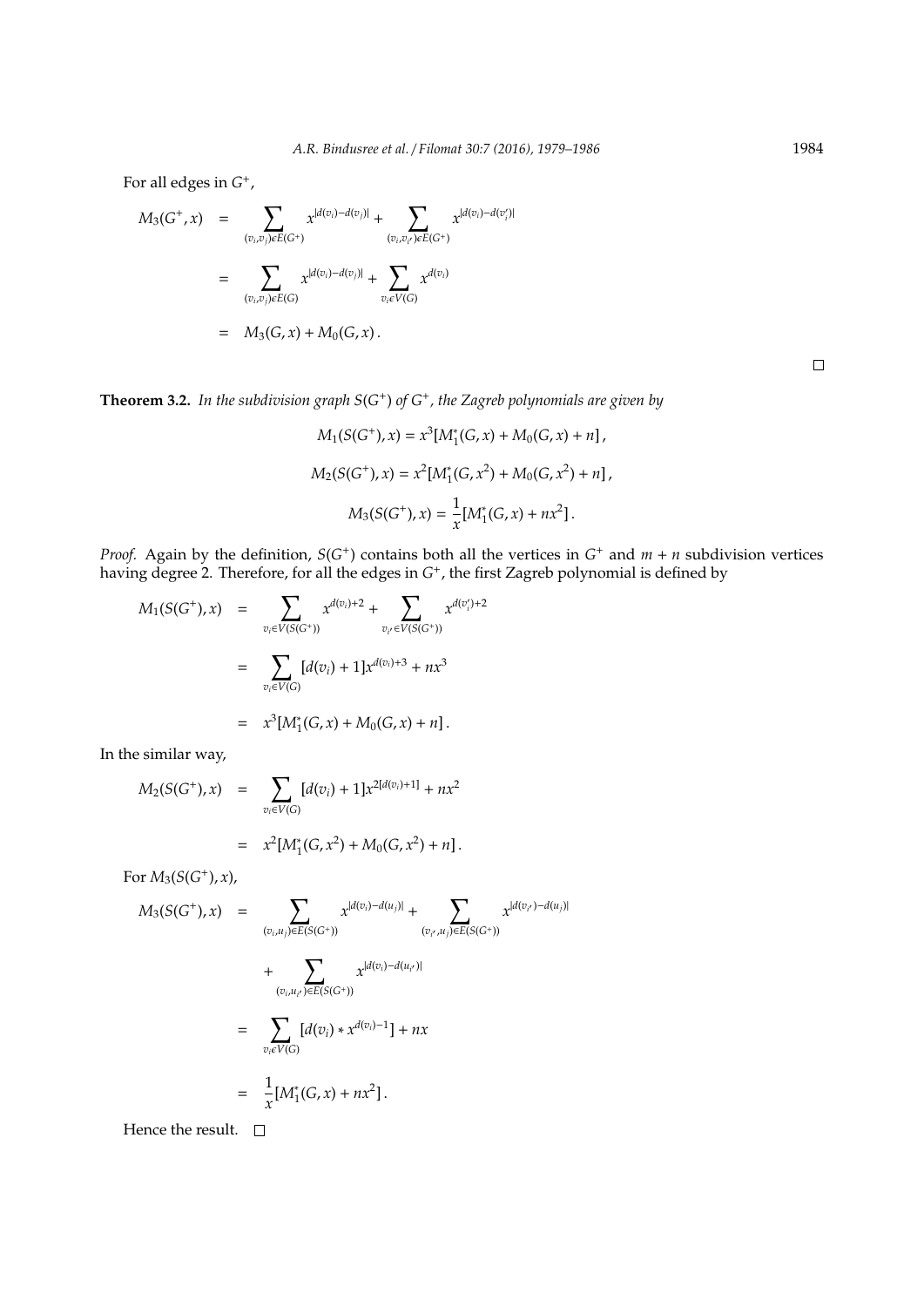For all edges in $G^+$,

$$
\begin{aligned}
M_3(G^+, x) &= \sum_{(v_i,v_j)\epsilon E(G^+)} x^{|d(v_i)-d(v_j)|} + \sum_{(v_i,v_{i'})\epsilon E(G^+)} x^{|d(v_i)-d(v_i')|} \\
&= \sum_{(v_i,v_j)\epsilon E(G)} x^{|d(v_i)-d(v_j)|} + \sum_{v_i\epsilon V(G)} x^{d(v_i)} \\
&= M_3(G, x) + M_0(G, x).
\end{aligned}
$$

□

**Theorem 3.2.** *In the subdivision graph $S(G^+)$ of $G^+$, the Zagreb polynomials are given by*

$$M_1(S(G^+), x) = x^3[M_1^*(G, x) + M_0(G, x) + n],$$

$$M_2(S(G^+), x) = x^2[M_1^*(G, x^2) + M_0(G, x^2) + n],$$

$$M_3(S(G^+), x) = \frac{1}{x}[M_1^*(G, x) + nx^2].$$

*Proof.* Again by the definition, $S(G^+)$ contains both all the vertices in $G^+$ and $m + n$ subdivision vertices having degree 2. Therefore, for all the edges in $G^+$, the first Zagreb polynomial is defined by

$$
\begin{aligned}
M_1(S(G^+), x) &= \sum_{v_i\in V(S(G^+))} x^{d(v_i)+2} + \sum_{v_{i'}\in V(S(G^+))} x^{d(v_i')+2} \\
&= \sum_{v_i\in V(G)} [d(v_i) + 1]x^{d(v_i)+3} + nx^3 \\
&= x^3[M_1^*(G, x) + M_0(G, x) + n].
\end{aligned}
$$

In the similar way,

$$
\begin{aligned}
M_2(S(G^+), x) &= \sum_{v_i\in V(G)} [d(v_i) + 1]x^{2[d(v_i)+1]} + nx^2 \\
&= x^2[M_1^*(G, x^2) + M_0(G, x^2) + n].
\end{aligned}
$$

For $M_3(S(G^+), x)$,

$$
\begin{aligned}
M_3(S(G^+), x) &= \sum_{(v_i,u_j)\in E(S(G^+))} x^{|d(v_i)-d(u_j)|} + \sum_{(v_{i'},u_j)\in E(S(G^+))} x^{|d(v_{i'})-d(u_j)|} \\
&\quad + \sum_{(v_i,u_{i'})\in E(S(G^+))} x^{|d(v_i)-d(u_{i'})|} \\
&= \sum_{v_i\epsilon V(G)} [d(v_i) * x^{d(v_i)-1}] + nx \\
&= \frac{1}{x}[M_1^*(G, x) + nx^2].
\end{aligned}
$$

Hence the result. □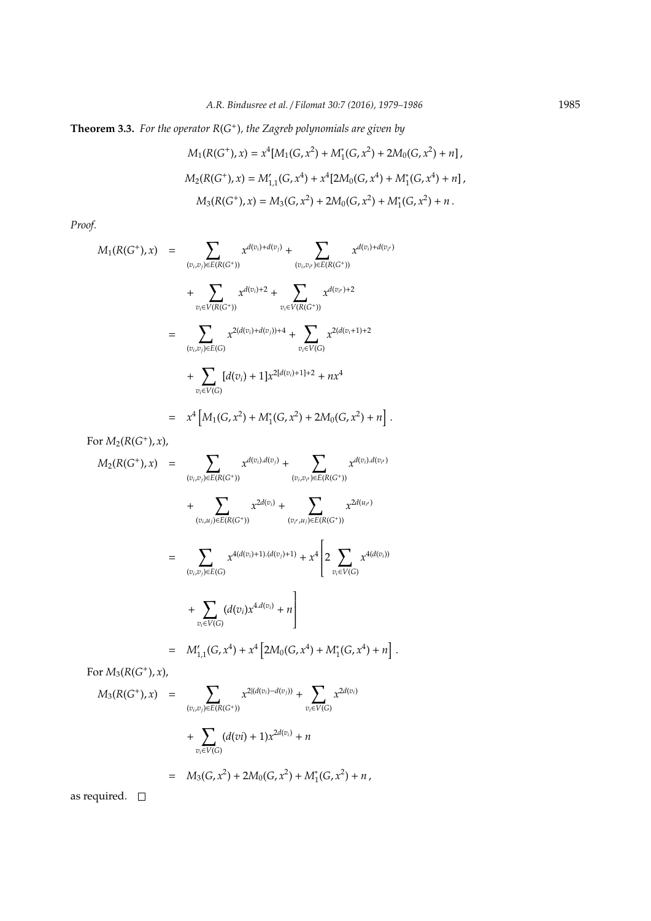**Theorem 3.3.** *For the operator $R(G^+)$, the Zagreb polynomials are given by*

$$M_1(R(G^+), x) = x^4[M_1(G, x^2) + M_1^*(G, x^2) + 2M_0(G, x^2) + n]\,,$$

$$M_2(R(G^+), x) = M'_{1,1}(G, x^4) + x^4[2M_0(G, x^4) + M_1^*(G, x^4) + n]\,,$$

$$M_3(R(G^+), x) = M_3(G, x^2) + 2M_0(G, x^2) + M_1^*(G, x^2) + n\,.$$

*Proof.*

$$\begin{aligned}
M_1(R(G^+), x) &= \sum_{(v_i, v_j) \in E(R(G^+))} x^{d(v_i)+d(v_j)} + \sum_{(v_i, v_{i'}) \in E(R(G^+))} x^{d(v_i)+d(v_{i'})} \\
&\quad + \sum_{v_i \in V(R(G^+))} x^{d(v_i)+2} + \sum_{v_i \in V(R(G^+))} x^{d(v_{i'})+2} \\
&= \sum_{(v_i, v_j) \in E(G)} x^{2(d(v_i)+d(v_j))+4} + \sum_{v_i \in V(G)} x^{2(d(v_i+1)+2} \\
&\quad + \sum_{v_i \in V(G)} [d(v_i) + 1] x^{2[d(v_i)+1]+2} + nx^4 \\
&= x^4 \left[ M_1(G, x^2) + M_1^*(G, x^2) + 2M_0(G, x^2) + n \right].
\end{aligned}$$

For $M_2(R(G^+), x)$,

$$\begin{aligned}
M_2(R(G^+), x) &= \sum_{(v_i, v_j) \in E(R(G^+))} x^{d(v_i).d(v_j)} + \sum_{(v_i, v_{i'}) \in E(R(G^+))} x^{d(v_i).d(v_{i'})} \\
&\quad + \sum_{(v_i, u_j) \in E(R(G^+))} x^{2d(v_i)} + \sum_{(v_{i'}, u_j) \in E(R(G^+))} x^{2d(u_{i'})} \\
&= \sum_{(v_i, v_j) \in E(G)} x^{4(d(v_i)+1).(d(v_j)+1)} + x^4 \left[ 2 \sum_{v_i \in V(G)} x^{4(d(v_i))} \right. \\
&\quad \left. + \sum_{v_i \in V(G)} (d(v_i) x^{4.d(v_i)} + n \right] \\
&= M'_{1,1}(G, x^4) + x^4 \left[ 2M_0(G, x^4) + M_1^*(G, x^4) + n \right].
\end{aligned}$$

For $M_3(R(G^+), x)$,

$$\begin{aligned}
M_3(R(G^+), x) &= \sum_{(v_i, v_j) \in E(R(G^+))} x^{2|(d(v_i)-d(v_j))} + \sum_{v_i \in V(G)} x^{2d(v_i)} \\
&\quad + \sum_{v_i \in V(G)} (d(vi) + 1) x^{2d(v_i)} + n \\
&= M_3(G, x^2) + 2M_0(G, x^2) + M_1^*(G, x^2) + n\,,
\end{aligned}$$

as required. □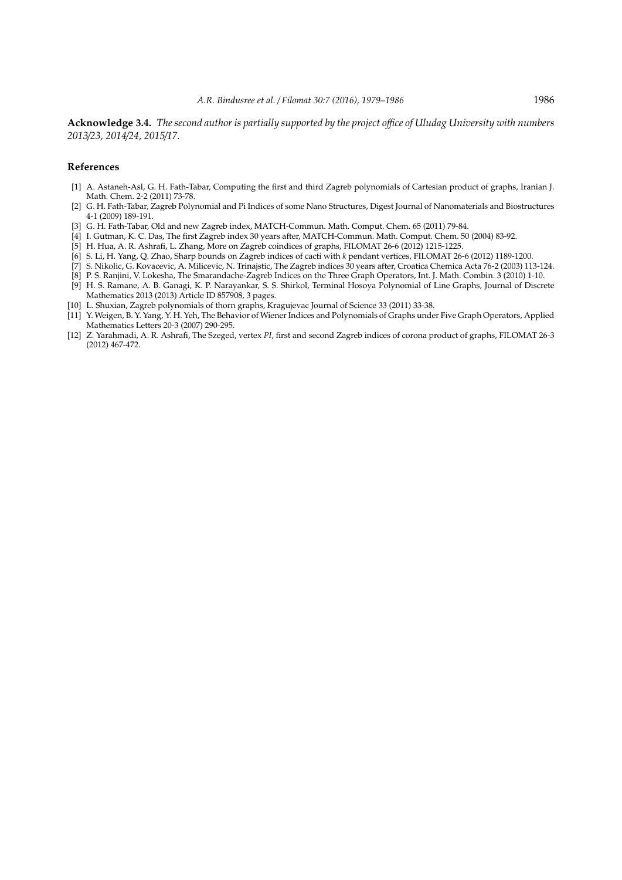**Acknowledge 3.4.** *The second author is partially supported by the project office of Uludag University with numbers 2013/23, 2014/24, 2015/17.*

## References

[1] A. Astaneh-Asl, G. H. Fath-Tabar, Computing the first and third Zagreb polynomials of Cartesian product of graphs, Iranian J. Math. Chem. 2-2 (2011) 73-78.

[2] G. H. Fath-Tabar, Zagreb Polynomial and Pi Indices of some Nano Structures, Digest Journal of Nanomaterials and Biostructures 4-1 (2009) 189-191.

[3] G. H. Fath-Tabar, Old and new Zagreb index, MATCH-Commun. Math. Comput. Chem. 65 (2011) 79-84.

[4] I. Gutman, K. C. Das, The first Zagreb index 30 years after, MATCH-Commun. Math. Comput. Chem. 50 (2004) 83-92.

[5] H. Hua, A. R. Ashrafi, L. Zhang, More on Zagreb coindices of graphs, FILOMAT 26-6 (2012) 1215-1225.

[6] S. Li, H. Yang, Q. Zhao, Sharp bounds on Zagreb indices of cacti with $k$ pendant vertices, FILOMAT 26-6 (2012) 1189-1200.

[7] S. Nikolic, G. Kovacevic, A. Milicevic, N. Trinajstic, The Zagreb indices 30 years after, Croatica Chemica Acta 76-2 (2003) 113-124.

[8] P. S. Ranjini, V. Lokesha, The Smarandache-Zagreb Indices on the Three Graph Operators, Int. J. Math. Combin. 3 (2010) 1-10.

[9] H. S. Ramane, A. B. Ganagi, K. P. Narayankar, S. S. Shirkol, Terminal Hosoya Polynomial of Line Graphs, Journal of Discrete Mathematics 2013 (2013) Article ID 857908, 3 pages.

[10] L. Shuxian, Zagreb polynomials of thorn graphs, Kragujevac Journal of Science 33 (2011) 33-38.

[11] Y. Weigen, B. Y. Yang, Y. H. Yeh, The Behavior of Wiener Indices and Polynomials of Graphs under Five Graph Operators, Applied Mathematics Letters 20-3 (2007) 290-295.

[12] Z. Yarahmadi, A. R. Ashrafi, The Szeged, vertex *PI*, first and second Zagreb indices of corona product of graphs, FILOMAT 26-3 (2012) 467-472.